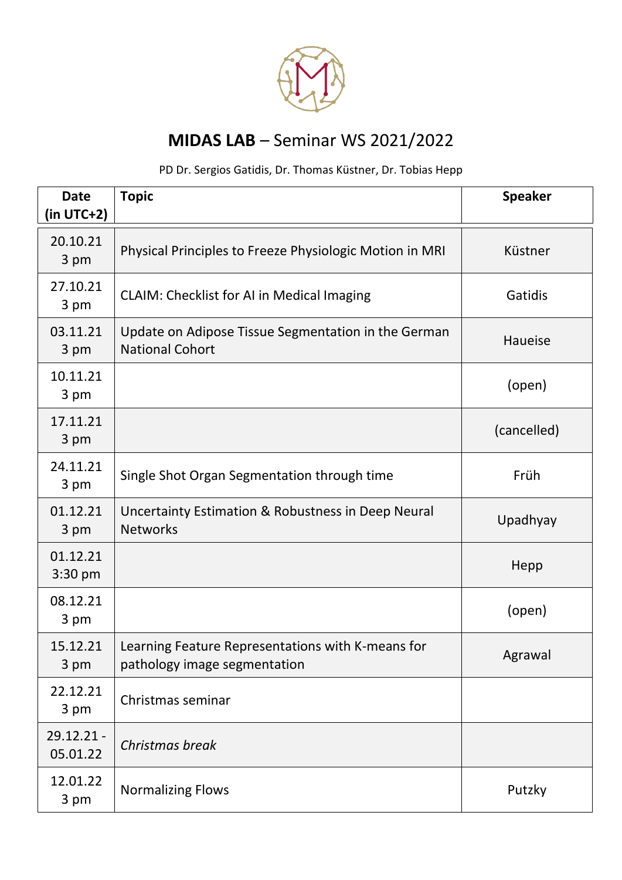# **MIDAS LAB** – Seminar WS 2021/2022

PD Dr. Sergios Gatidis, Dr. Thomas Küstner, Dr. Tobias Hepp

| Date (in UTC+2) | Topic | Speaker |
|---|---|---|
| 20.10.21 3 pm | Physical Principles to Freeze Physiologic Motion in MRI | Küstner |
| 27.10.21 3 pm | CLAIM: Checklist for AI in Medical Imaging | Gatidis |
| 03.11.21 3 pm | Update on Adipose Tissue Segmentation in the German National Cohort | Haueise |
| 10.11.21 3 pm | | (open) |
| 17.11.21 3 pm | | (cancelled) |
| 24.11.21 3 pm | Single Shot Organ Segmentation through time | Früh |
| 01.12.21 3 pm | Uncertainty Estimation & Robustness in Deep Neural Networks | Upadhyay |
| 01.12.21 3:30 pm | | Hepp |
| 08.12.21 3 pm | | (open) |
| 15.12.21 3 pm | Learning Feature Representations with K-means for pathology image segmentation | Agrawal |
| 22.12.21 3 pm | Christmas seminar | |
| 29.12.21 - 05.01.22 | *Christmas break* | |
| 12.01.22 3 pm | Normalizing Flows | Putzky |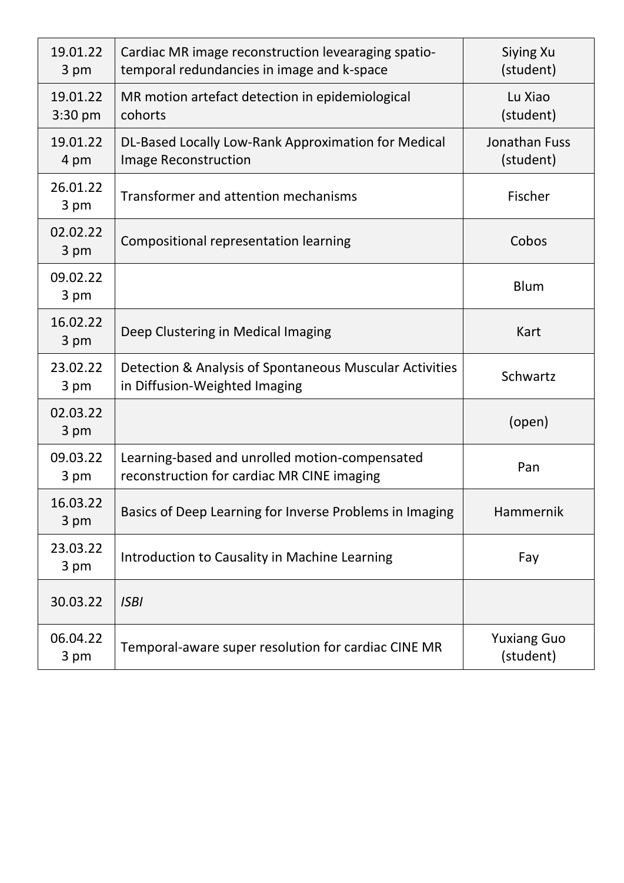| | | |
|---|---|---|
| 19.01.22 3 pm | Cardiac MR image reconstruction levearaging spatio-temporal redundancies in image and k-space | Siying Xu (student) |
| 19.01.22 3:30 pm | MR motion artefact detection in epidemiological cohorts | Lu Xiao (student) |
| 19.01.22 4 pm | DL-Based Locally Low-Rank Approximation for Medical Image Reconstruction | Jonathan Fuss (student) |
| 26.01.22 3 pm | Transformer and attention mechanisms | Fischer |
| 02.02.22 3 pm | Compositional representation learning | Cobos |
| 09.02.22 3 pm | | Blum |
| 16.02.22 3 pm | Deep Clustering in Medical Imaging | Kart |
| 23.02.22 3 pm | Detection & Analysis of Spontaneous Muscular Activities in Diffusion-Weighted Imaging | Schwartz |
| 02.03.22 3 pm | | (open) |
| 09.03.22 3 pm | Learning-based and unrolled motion-compensated reconstruction for cardiac MR CINE imaging | Pan |
| 16.03.22 3 pm | Basics of Deep Learning for Inverse Problems in Imaging | Hammernik |
| 23.03.22 3 pm | Introduction to Causality in Machine Learning | Fay |
| 30.03.22 | *ISBI* | |
| 06.04.22 3 pm | Temporal-aware super resolution for cardiac CINE MR | Yuxiang Guo (student) |